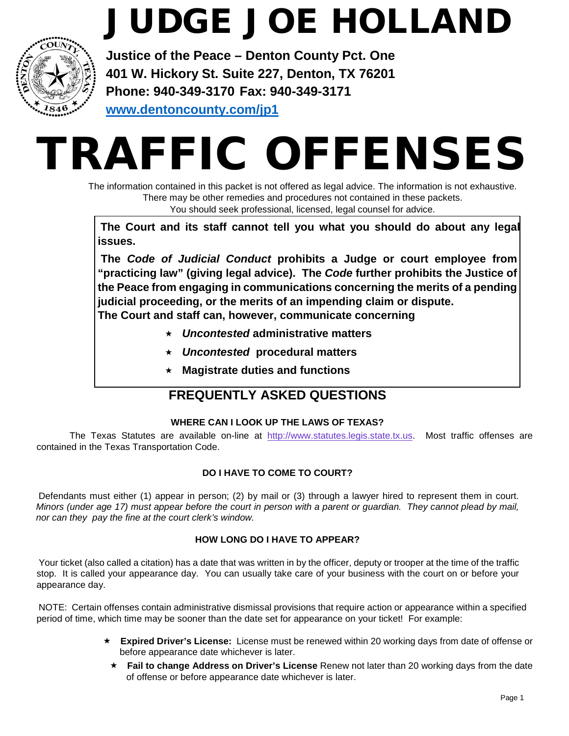# JUDGE JOE HOLLAND

**Justice of the Peace – Denton County Pct. One**
**401 W. Hickory St. Suite 227, Denton, TX 76201**
**Phone: 940-349-3170 Fax: 940-349-3171**
**[www.dentoncounty.com/jp1](www.dentoncounty.com/jp1)**

# TRAFFIC OFFENSES

The information contained in this packet is not offered as legal advice. The information is not exhaustive. There may be other remedies and procedures not contained in these packets. You should seek professional, licensed, legal counsel for advice.

**The Court and its staff cannot tell you what you should do about any legal issues.**

**The *Code of Judicial Conduct* prohibits a Judge or court employee from "practicing law" (giving legal advice). The *Code* further prohibits the Justice of the Peace from engaging in communications concerning the merits of a pending judicial proceeding, or the merits of an impending claim or dispute.**
**The Court and staff can, however, communicate concerning**

- ***Uncontested* administrative matters**
- ***Uncontested* procedural matters**
- **Magistrate duties and functions**

## FREQUENTLY ASKED QUESTIONS

### WHERE CAN I LOOK UP THE LAWS OF TEXAS?

The Texas Statutes are available on-line at [http://www.statutes.legis.state.tx.us](http://www.statutes.legis.state.tx.us). Most traffic offenses are contained in the Texas Transportation Code.

### DO I HAVE TO COME TO COURT?

Defendants must either (1) appear in person; (2) by mail or (3) through a lawyer hired to represent them in court. *Minors (under age 17) must appear before the court in person with a parent or guardian. They cannot plead by mail, nor can they pay the fine at the court clerk's window.*

### HOW LONG DO I HAVE TO APPEAR?

Your ticket (also called a citation) has a date that was written in by the officer, deputy or trooper at the time of the traffic stop. It is called your appearance day. You can usually take care of your business with the court on or before your appearance day.

NOTE: Certain offenses contain administrative dismissal provisions that require action or appearance within a specified period of time, which time may be sooner than the date set for appearance on your ticket! For example:

- **Expired Driver's License:** License must be renewed within 20 working days from date of offense or before appearance date whichever is later.
- **Fail to change Address on Driver's License** Renew not later than 20 working days from the date of offense or before appearance date whichever is later.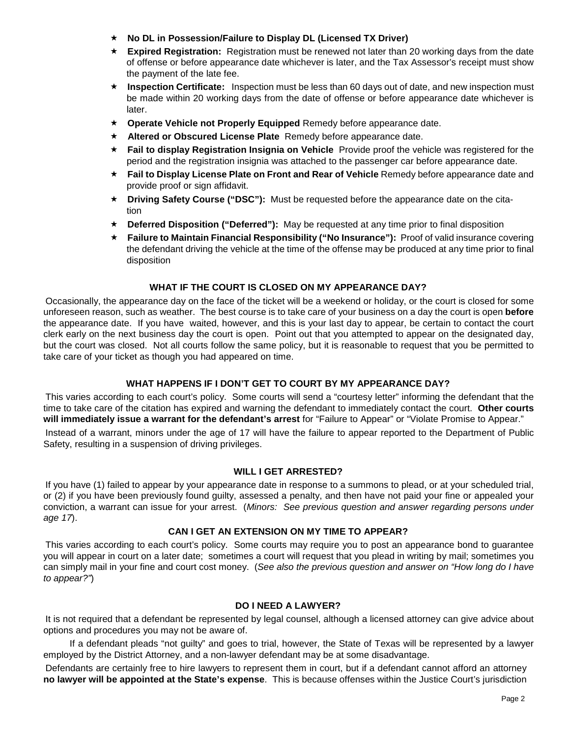- **No DL in Possession/Failure to Display DL (Licensed TX Driver)**
- **Expired Registration:** Registration must be renewed not later than 20 working days from the date of offense or before appearance date whichever is later, and the Tax Assessor's receipt must show the payment of the late fee.
- **Inspection Certificate:** Inspection must be less than 60 days out of date, and new inspection must be made within 20 working days from the date of offense or before appearance date whichever is later.
- **Operate Vehicle not Properly Equipped** Remedy before appearance date.
- **Altered or Obscured License Plate** Remedy before appearance date.
- **Fail to display Registration Insignia on Vehicle** Provide proof the vehicle was registered for the period and the registration insignia was attached to the passenger car before appearance date.
- **Fail to Display License Plate on Front and Rear of Vehicle** Remedy before appearance date and provide proof or sign affidavit.
- **Driving Safety Course ("DSC"):** Must be requested before the appearance date on the citation
- **Deferred Disposition ("Deferred"):** May be requested at any time prior to final disposition
- **Failure to Maintain Financial Responsibility ("No Insurance"):** Proof of valid insurance covering the defendant driving the vehicle at the time of the offense may be produced at any time prior to final disposition

### WHAT IF THE COURT IS CLOSED ON MY APPEARANCE DAY?

Occasionally, the appearance day on the face of the ticket will be a weekend or holiday, or the court is closed for some unforeseen reason, such as weather. The best course is to take care of your business on a day the court is open **before** the appearance date. If you have waited, however, and this is your last day to appear, be certain to contact the court clerk early on the next business day the court is open. Point out that you attempted to appear on the designated day, but the court was closed. Not all courts follow the same policy, but it is reasonable to request that you be permitted to take care of your ticket as though you had appeared on time.

### WHAT HAPPENS IF I DON'T GET TO COURT BY MY APPEARANCE DAY?

This varies according to each court's policy. Some courts will send a "courtesy letter" informing the defendant that the time to take care of the citation has expired and warning the defendant to immediately contact the court. **Other courts will immediately issue a warrant for the defendant's arrest** for "Failure to Appear" or "Violate Promise to Appear."

Instead of a warrant, minors under the age of 17 will have the failure to appear reported to the Department of Public Safety, resulting in a suspension of driving privileges.

### WILL I GET ARRESTED?

If you have (1) failed to appear by your appearance date in response to a summons to plead, or at your scheduled trial, or (2) if you have been previously found guilty, assessed a penalty, and then have not paid your fine or appealed your conviction, a warrant can issue for your arrest. (*Minors: See previous question and answer regarding persons under age 17*).

### CAN I GET AN EXTENSION ON MY TIME TO APPEAR?

This varies according to each court's policy. Some courts may require you to post an appearance bond to guarantee you will appear in court on a later date; sometimes a court will request that you plead in writing by mail; sometimes you can simply mail in your fine and court cost money. (*See also the previous question and answer on "How long do I have to appear?"*)

### DO I NEED A LAWYER?

It is not required that a defendant be represented by legal counsel, although a licensed attorney can give advice about options and procedures you may not be aware of.

If a defendant pleads "not guilty" and goes to trial, however, the State of Texas will be represented by a lawyer employed by the District Attorney, and a non-lawyer defendant may be at some disadvantage.

Defendants are certainly free to hire lawyers to represent them in court, but if a defendant cannot afford an attorney **no lawyer will be appointed at the State's expense**. This is because offenses within the Justice Court's jurisdiction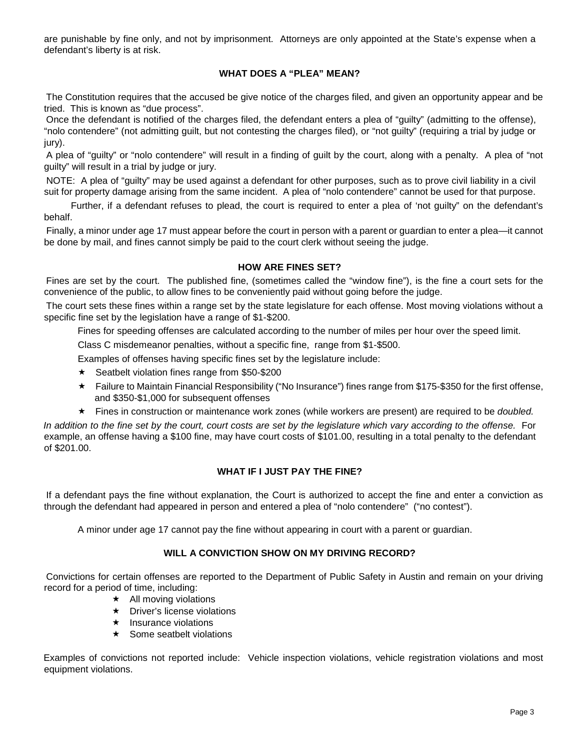are punishable by fine only, and not by imprisonment. Attorneys are only appointed at the State's expense when a defendant's liberty is at risk.

### WHAT DOES A "PLEA" MEAN?

The Constitution requires that the accused be give notice of the charges filed, and given an opportunity appear and be tried. This is known as "due process".

Once the defendant is notified of the charges filed, the defendant enters a plea of "guilty" (admitting to the offense), "nolo contendere" (not admitting guilt, but not contesting the charges filed), or "not guilty" (requiring a trial by judge or jury).

A plea of "guilty" or "nolo contendere" will result in a finding of guilt by the court, along with a penalty. A plea of "not guilty" will result in a trial by judge or jury.

NOTE: A plea of "guilty" may be used against a defendant for other purposes, such as to prove civil liability in a civil suit for property damage arising from the same incident. A plea of "nolo contendere" cannot be used for that purpose.

Further, if a defendant refuses to plead, the court is required to enter a plea of 'not guilty" on the defendant's behalf.

Finally, a minor under age 17 must appear before the court in person with a parent or guardian to enter a plea—it cannot be done by mail, and fines cannot simply be paid to the court clerk without seeing the judge.

### HOW ARE FINES SET?

Fines are set by the court. The published fine, (sometimes called the "window fine"), is the fine a court sets for the convenience of the public, to allow fines to be conveniently paid without going before the judge.

The court sets these fines within a range set by the state legislature for each offense. Most moving violations without a specific fine set by the legislation have a range of $1-$200.

Fines for speeding offenses are calculated according to the number of miles per hour over the speed limit.

Class C misdemeanor penalties, without a specific fine, range from $1-$500.

Examples of offenses having specific fines set by the legislature include:

- ★ Seatbelt violation fines range from $50-$200
- ★ Failure to Maintain Financial Responsibility ("No Insurance") fines range from $175-$350 for the first offense, and $350-$1,000 for subsequent offenses
- ★ Fines in construction or maintenance work zones (while workers are present) are required to be *doubled.*

*In addition to the fine set by the court, court costs are set by the legislature which vary according to the offense.* For example, an offense having a $100 fine, may have court costs of $101.00, resulting in a total penalty to the defendant of $201.00.

### WHAT IF I JUST PAY THE FINE?

If a defendant pays the fine without explanation, the Court is authorized to accept the fine and enter a conviction as through the defendant had appeared in person and entered a plea of "nolo contendere" ("no contest").

A minor under age 17 cannot pay the fine without appearing in court with a parent or guardian.

### WILL A CONVICTION SHOW ON MY DRIVING RECORD?

Convictions for certain offenses are reported to the Department of Public Safety in Austin and remain on your driving record for a period of time, including:

- ★ All moving violations
- ★ Driver's license violations
- ★ Insurance violations
- ★ Some seatbelt violations

Examples of convictions not reported include: Vehicle inspection violations, vehicle registration violations and most equipment violations.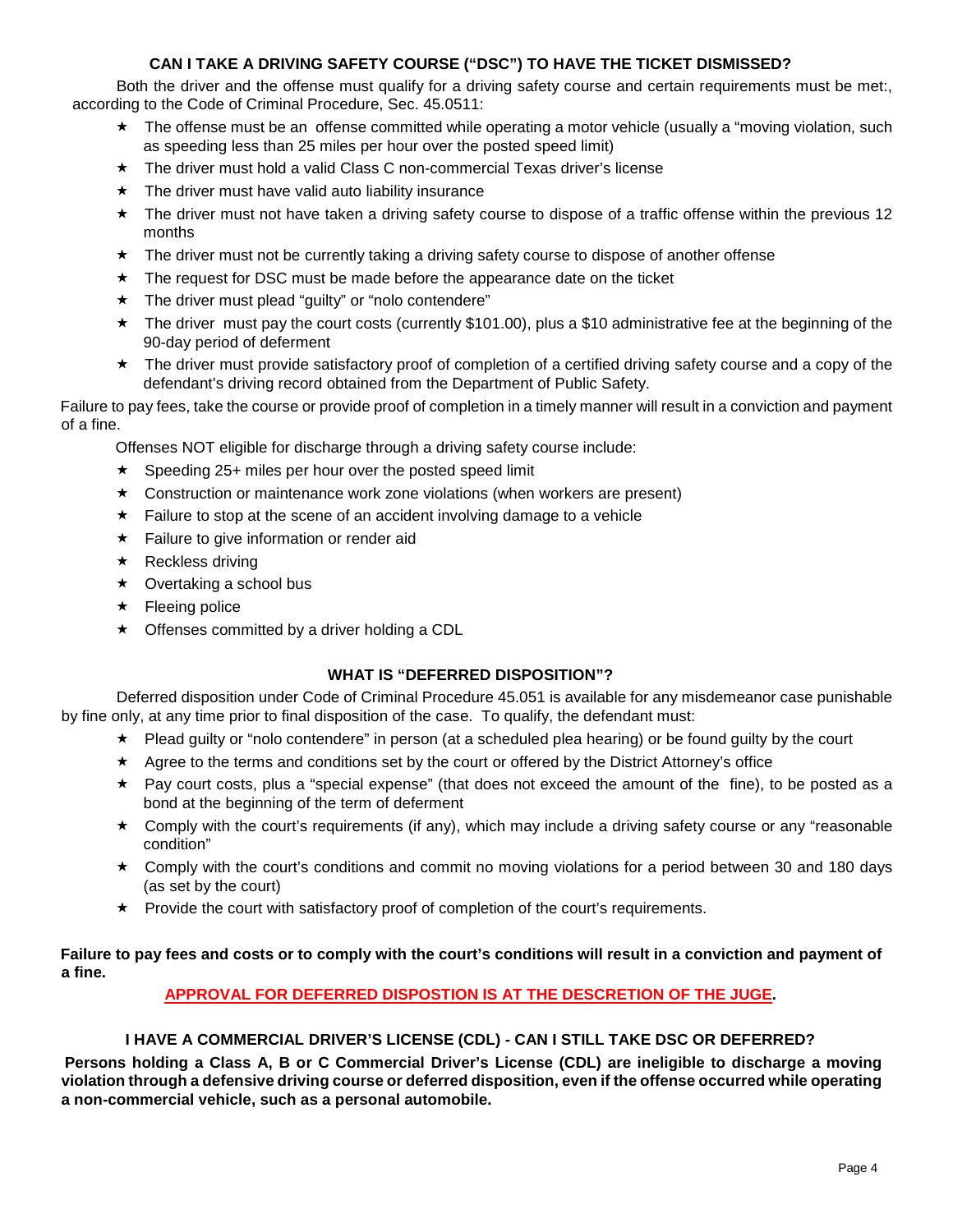## CAN I TAKE A DRIVING SAFETY COURSE ("DSC") TO HAVE THE TICKET DISMISSED?

Both the driver and the offense must qualify for a driving safety course and certain requirements must be met:, according to the Code of Criminal Procedure, Sec. 45.0511:

- The offense must be an offense committed while operating a motor vehicle (usually a "moving violation, such as speeding less than 25 miles per hour over the posted speed limit)
- The driver must hold a valid Class C non-commercial Texas driver's license
- The driver must have valid auto liability insurance
- The driver must not have taken a driving safety course to dispose of a traffic offense within the previous 12 months
- The driver must not be currently taking a driving safety course to dispose of another offense
- The request for DSC must be made before the appearance date on the ticket
- The driver must plead "guilty" or "nolo contendere"
- The driver must pay the court costs (currently $101.00), plus a $10 administrative fee at the beginning of the 90-day period of deferment
- The driver must provide satisfactory proof of completion of a certified driving safety course and a copy of the defendant's driving record obtained from the Department of Public Safety.

Failure to pay fees, take the course or provide proof of completion in a timely manner will result in a conviction and payment of a fine.

Offenses NOT eligible for discharge through a driving safety course include:

- Speeding 25+ miles per hour over the posted speed limit
- Construction or maintenance work zone violations (when workers are present)
- Failure to stop at the scene of an accident involving damage to a vehicle
- Failure to give information or render aid
- Reckless driving
- Overtaking a school bus
- Fleeing police
- Offenses committed by a driver holding a CDL

## WHAT IS "DEFERRED DISPOSITION"?

Deferred disposition under Code of Criminal Procedure 45.051 is available for any misdemeanor case punishable by fine only, at any time prior to final disposition of the case. To qualify, the defendant must:

- Plead guilty or "nolo contendere" in person (at a scheduled plea hearing) or be found guilty by the court
- Agree to the terms and conditions set by the court or offered by the District Attorney's office
- Pay court costs, plus a "special expense" (that does not exceed the amount of the fine), to be posted as a bond at the beginning of the term of deferment
- Comply with the court's requirements (if any), which may include a driving safety course or any "reasonable condition"
- Comply with the court's conditions and commit no moving violations for a period between 30 and 180 days (as set by the court)
- Provide the court with satisfactory proof of completion of the court's requirements.

**Failure to pay fees and costs or to comply with the court's conditions will result in a conviction and payment of a fine.**

**APPROVAL FOR DEFERRED DISPOSTION IS AT THE DESCRETION OF THE JUGE.**

## I HAVE A COMMERCIAL DRIVER'S LICENSE (CDL) - CAN I STILL TAKE DSC OR DEFERRED?

**Persons holding a Class A, B or C Commercial Driver's License (CDL) are ineligible to discharge a moving violation through a defensive driving course or deferred disposition, even if the offense occurred while operating a non-commercial vehicle, such as a personal automobile.**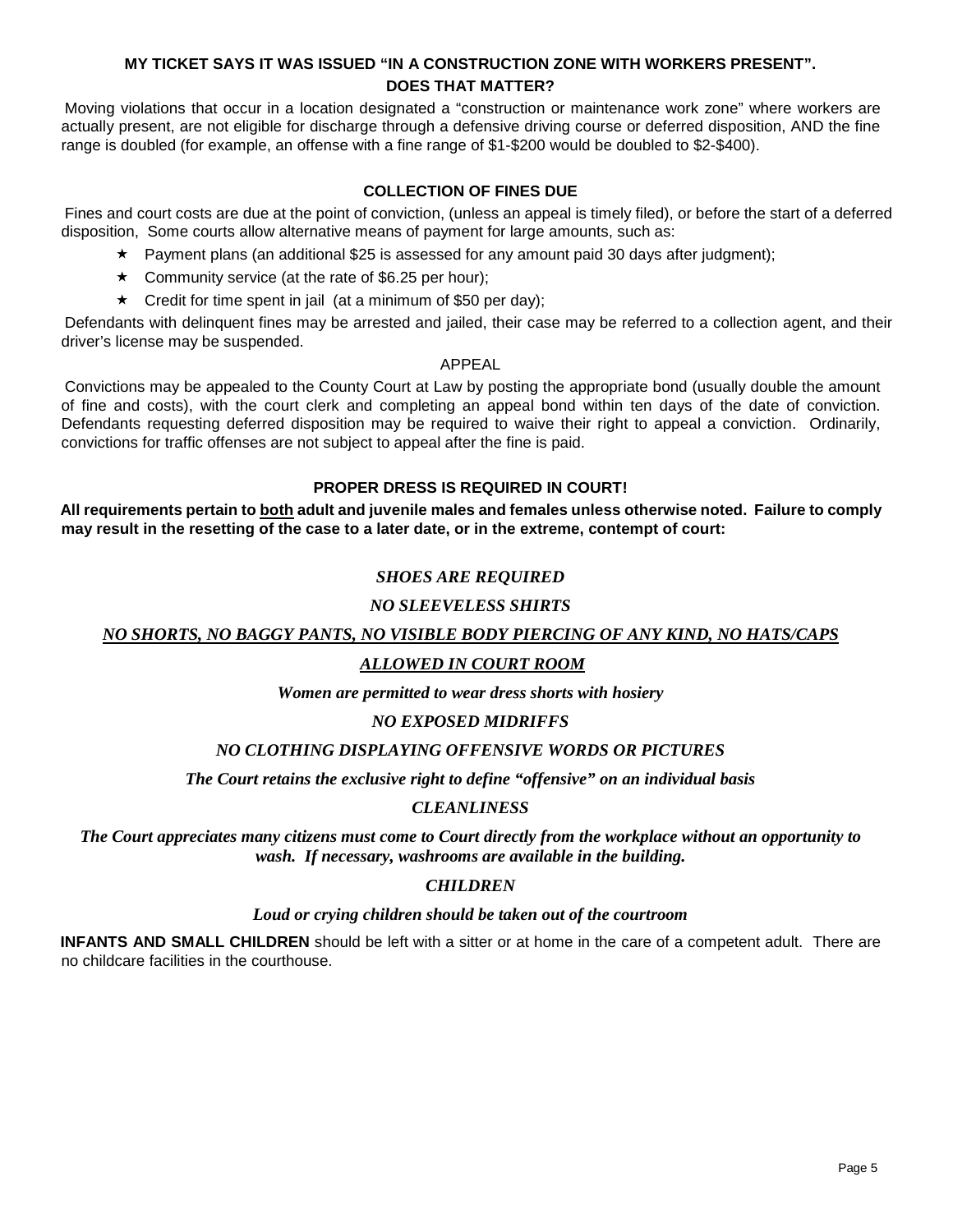## MY TICKET SAYS IT WAS ISSUED "IN A CONSTRUCTION ZONE WITH WORKERS PRESENT". DOES THAT MATTER?

Moving violations that occur in a location designated a "construction or maintenance work zone" where workers are actually present, are not eligible for discharge through a defensive driving course or deferred disposition, AND the fine range is doubled (for example, an offense with a fine range of $1-$200 would be doubled to $2-$400).

## COLLECTION OF FINES DUE

Fines and court costs are due at the point of conviction, (unless an appeal is timely filed), or before the start of a deferred disposition, Some courts allow alternative means of payment for large amounts, such as:

- ★ Payment plans (an additional $25 is assessed for any amount paid 30 days after judgment);
- ★ Community service (at the rate of $6.25 per hour);
- ★ Credit for time spent in jail (at a minimum of $50 per day);

Defendants with delinquent fines may be arrested and jailed, their case may be referred to a collection agent, and their driver's license may be suspended.

## APPEAL

Convictions may be appealed to the County Court at Law by posting the appropriate bond (usually double the amount of fine and costs), with the court clerk and completing an appeal bond within ten days of the date of conviction. Defendants requesting deferred disposition may be required to waive their right to appeal a conviction. Ordinarily, convictions for traffic offenses are not subject to appeal after the fine is paid.

## PROPER DRESS IS REQUIRED IN COURT!

**All requirements pertain to both adult and juvenile males and females unless otherwise noted. Failure to comply may result in the resetting of the case to a later date, or in the extreme, contempt of court:**

***SHOES ARE REQUIRED***

***NO SLEEVELESS SHIRTS***

***NO SHORTS, NO BAGGY PANTS, NO VISIBLE BODY PIERCING OF ANY KIND, NO HATS/CAPS***

***ALLOWED IN COURT ROOM***

***Women are permitted to wear dress shorts with hosiery***

***NO EXPOSED MIDRIFFS***

***NO CLOTHING DISPLAYING OFFENSIVE WORDS OR PICTURES***

***The Court retains the exclusive right to define "offensive" on an individual basis***

***CLEANLINESS***

***The Court appreciates many citizens must come to Court directly from the workplace without an opportunity to wash. If necessary, washrooms are available in the building.***

***CHILDREN***

***Loud or crying children should be taken out of the courtroom***

**INFANTS AND SMALL CHILDREN** should be left with a sitter or at home in the care of a competent adult. There are no childcare facilities in the courthouse.